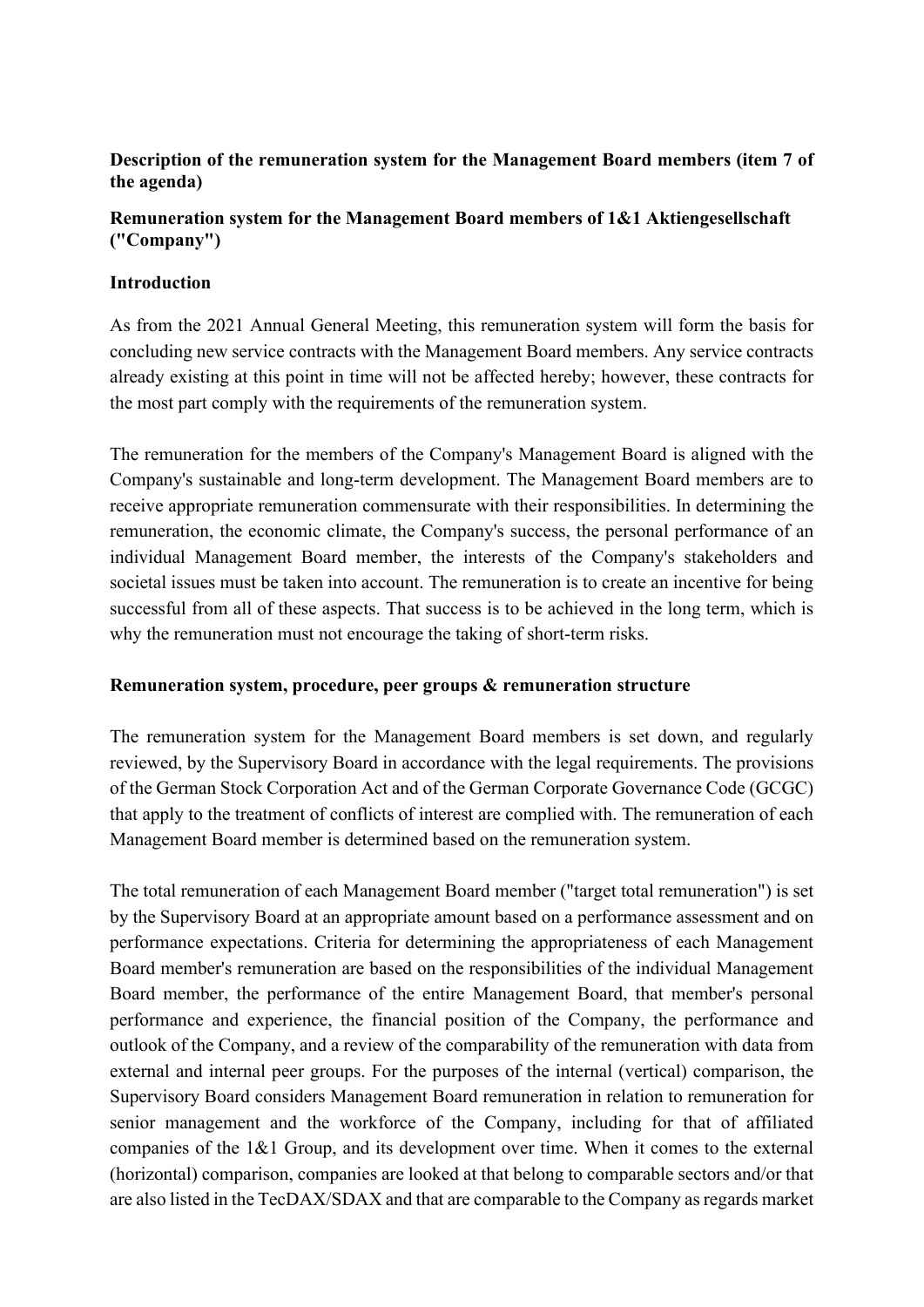**Description of the remuneration system for the Management Board members (item 7 of the agenda)**

**Remuneration system for the Management Board members of 1&1 Aktiengesellschaft ("Company")**

**Introduction**

As from the 2021 Annual General Meeting, this remuneration system will form the basis for concluding new service contracts with the Management Board members. Any service contracts already existing at this point in time will not be affected hereby; however, these contracts for the most part comply with the requirements of the remuneration system.

The remuneration for the members of the Company's Management Board is aligned with the Company's sustainable and long-term development. The Management Board members are to receive appropriate remuneration commensurate with their responsibilities. In determining the remuneration, the economic climate, the Company's success, the personal performance of an individual Management Board member, the interests of the Company's stakeholders and societal issues must be taken into account. The remuneration is to create an incentive for being successful from all of these aspects. That success is to be achieved in the long term, which is why the remuneration must not encourage the taking of short-term risks.

**Remuneration system, procedure, peer groups & remuneration structure**

The remuneration system for the Management Board members is set down, and regularly reviewed, by the Supervisory Board in accordance with the legal requirements. The provisions of the German Stock Corporation Act and of the German Corporate Governance Code (GCGC) that apply to the treatment of conflicts of interest are complied with. The remuneration of each Management Board member is determined based on the remuneration system.

The total remuneration of each Management Board member ("target total remuneration") is set by the Supervisory Board at an appropriate amount based on a performance assessment and on performance expectations. Criteria for determining the appropriateness of each Management Board member's remuneration are based on the responsibilities of the individual Management Board member, the performance of the entire Management Board, that member's personal performance and experience, the financial position of the Company, the performance and outlook of the Company, and a review of the comparability of the remuneration with data from external and internal peer groups. For the purposes of the internal (vertical) comparison, the Supervisory Board considers Management Board remuneration in relation to remuneration for senior management and the workforce of the Company, including for that of affiliated companies of the 1&1 Group, and its development over time. When it comes to the external (horizontal) comparison, companies are looked at that belong to comparable sectors and/or that are also listed in the TecDAX/SDAX and that are comparable to the Company as regards market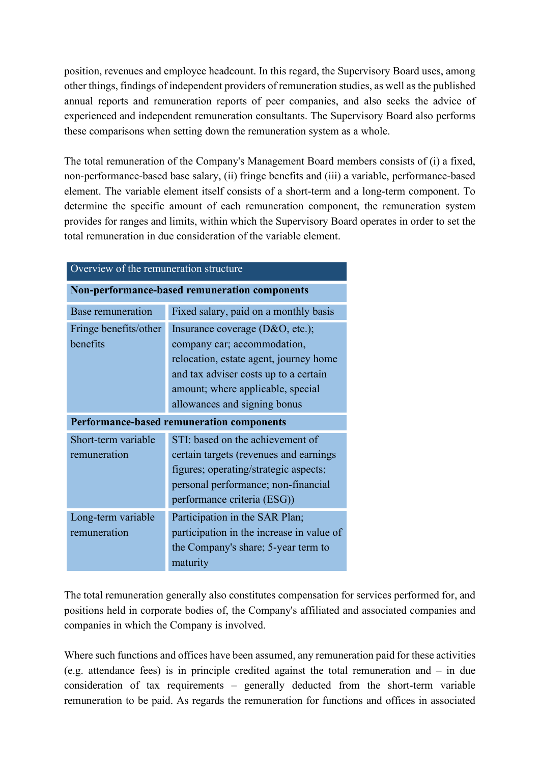position, revenues and employee headcount. In this regard, the Supervisory Board uses, among other things, findings of independent providers of remuneration studies, as well as the published annual reports and remuneration reports of peer companies, and also seeks the advice of experienced and independent remuneration consultants. The Supervisory Board also performs these comparisons when setting down the remuneration system as a whole.

The total remuneration of the Company's Management Board members consists of (i) a fixed, non-performance-based base salary, (ii) fringe benefits and (iii) a variable, performance-based element. The variable element itself consists of a short-term and a long-term component. To determine the specific amount of each remuneration component, the remuneration system provides for ranges and limits, within which the Supervisory Board operates in order to set the total remuneration in due consideration of the variable element.

| Overview of the remuneration structure | |
|---|---|
| **Non-performance-based remuneration components** | |
| Base remuneration | Fixed salary, paid on a monthly basis |
| Fringe benefits/other benefits | Insurance coverage (D&O, etc.); company car; accommodation, relocation, estate agent, journey home and tax adviser costs up to a certain amount; where applicable, special allowances and signing bonus |
| **Performance-based remuneration components** | |
| Short-term variable remuneration | STI: based on the achievement of certain targets (revenues and earnings figures; operating/strategic aspects; personal performance; non-financial performance criteria (ESG)) |
| Long-term variable remuneration | Participation in the SAR Plan; participation in the increase in value of the Company's share; 5-year term to maturity |

The total remuneration generally also constitutes compensation for services performed for, and positions held in corporate bodies of, the Company's affiliated and associated companies and companies in which the Company is involved.

Where such functions and offices have been assumed, any remuneration paid for these activities (e.g. attendance fees) is in principle credited against the total remuneration and – in due consideration of tax requirements – generally deducted from the short-term variable remuneration to be paid. As regards the remuneration for functions and offices in associated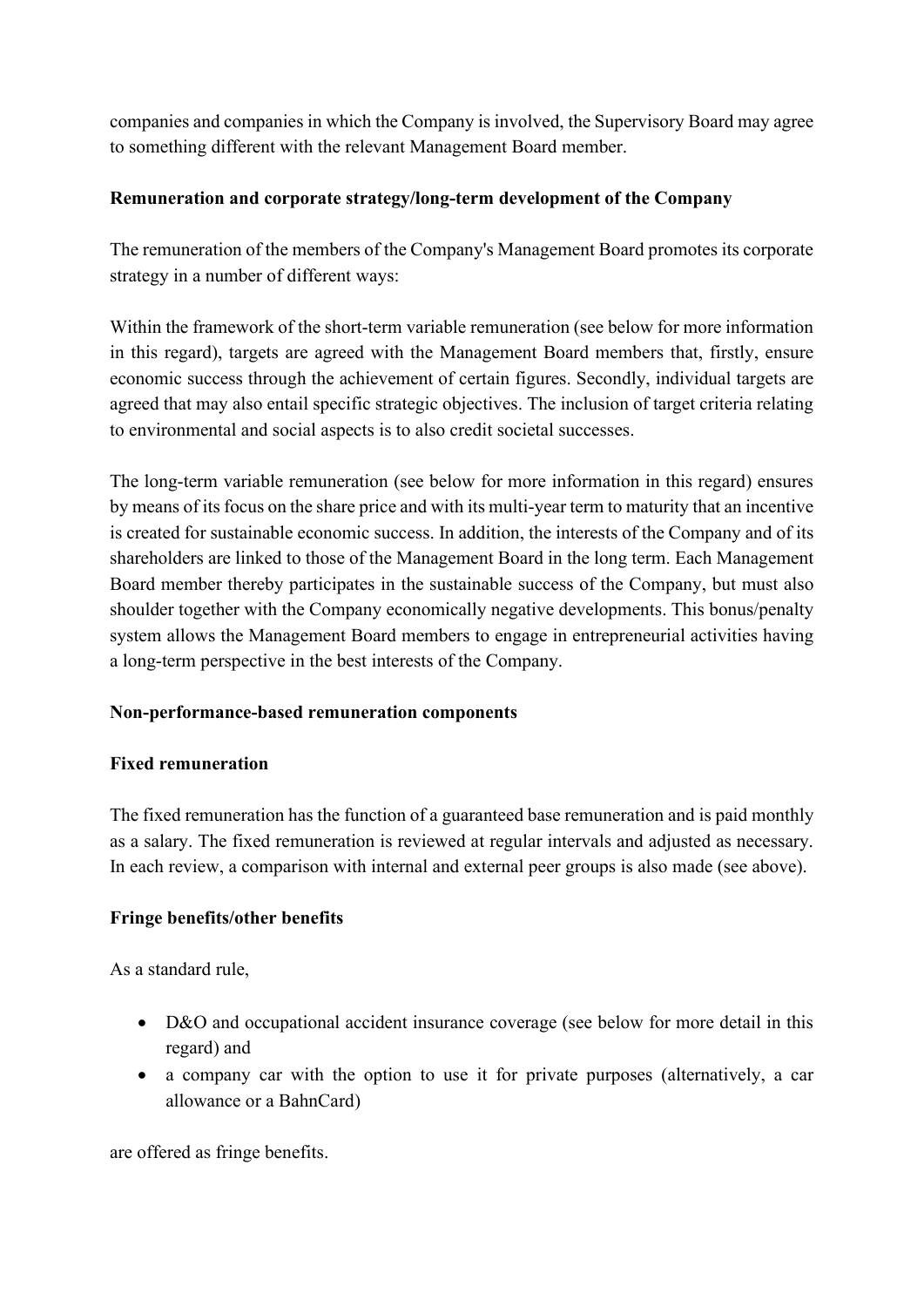companies and companies in which the Company is involved, the Supervisory Board may agree to something different with the relevant Management Board member.

**Remuneration and corporate strategy/long-term development of the Company**

The remuneration of the members of the Company's Management Board promotes its corporate strategy in a number of different ways:

Within the framework of the short-term variable remuneration (see below for more information in this regard), targets are agreed with the Management Board members that, firstly, ensure economic success through the achievement of certain figures. Secondly, individual targets are agreed that may also entail specific strategic objectives. The inclusion of target criteria relating to environmental and social aspects is to also credit societal successes.

The long-term variable remuneration (see below for more information in this regard) ensures by means of its focus on the share price and with its multi-year term to maturity that an incentive is created for sustainable economic success. In addition, the interests of the Company and of its shareholders are linked to those of the Management Board in the long term. Each Management Board member thereby participates in the sustainable success of the Company, but must also shoulder together with the Company economically negative developments. This bonus/penalty system allows the Management Board members to engage in entrepreneurial activities having a long-term perspective in the best interests of the Company.

**Non-performance-based remuneration components**

**Fixed remuneration**

The fixed remuneration has the function of a guaranteed base remuneration and is paid monthly as a salary. The fixed remuneration is reviewed at regular intervals and adjusted as necessary. In each review, a comparison with internal and external peer groups is also made (see above).

**Fringe benefits/other benefits**

As a standard rule,

- D&O and occupational accident insurance coverage (see below for more detail in this regard) and
- a company car with the option to use it for private purposes (alternatively, a car allowance or a BahnCard)

are offered as fringe benefits.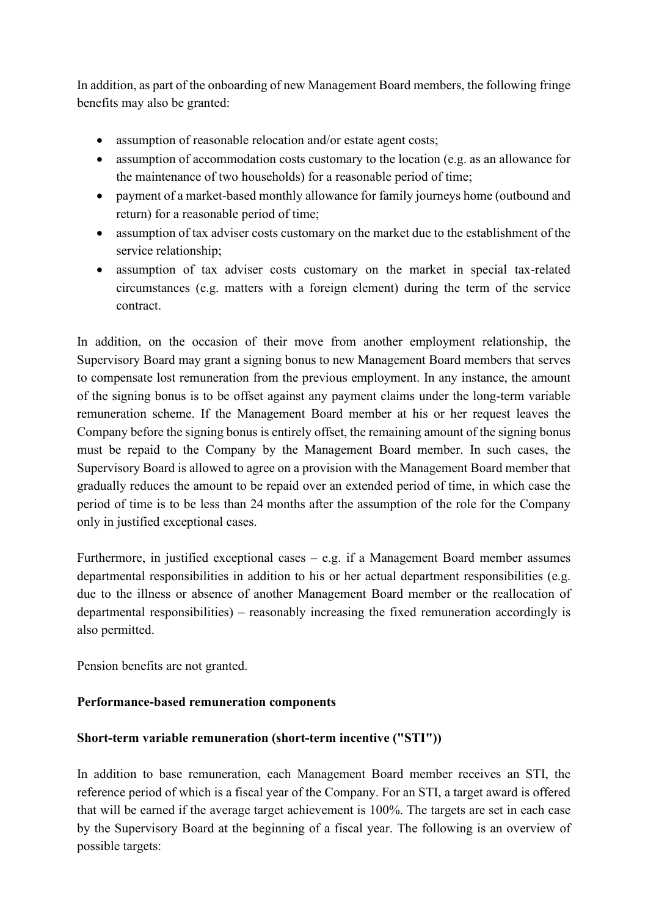In addition, as part of the onboarding of new Management Board members, the following fringe benefits may also be granted:

- assumption of reasonable relocation and/or estate agent costs;
- assumption of accommodation costs customary to the location (e.g. as an allowance for the maintenance of two households) for a reasonable period of time;
- payment of a market-based monthly allowance for family journeys home (outbound and return) for a reasonable period of time;
- assumption of tax adviser costs customary on the market due to the establishment of the service relationship;
- assumption of tax adviser costs customary on the market in special tax-related circumstances (e.g. matters with a foreign element) during the term of the service contract.

In addition, on the occasion of their move from another employment relationship, the Supervisory Board may grant a signing bonus to new Management Board members that serves to compensate lost remuneration from the previous employment. In any instance, the amount of the signing bonus is to be offset against any payment claims under the long-term variable remuneration scheme. If the Management Board member at his or her request leaves the Company before the signing bonus is entirely offset, the remaining amount of the signing bonus must be repaid to the Company by the Management Board member. In such cases, the Supervisory Board is allowed to agree on a provision with the Management Board member that gradually reduces the amount to be repaid over an extended period of time, in which case the period of time is to be less than 24 months after the assumption of the role for the Company only in justified exceptional cases.

Furthermore, in justified exceptional cases – e.g. if a Management Board member assumes departmental responsibilities in addition to his or her actual department responsibilities (e.g. due to the illness or absence of another Management Board member or the reallocation of departmental responsibilities) – reasonably increasing the fixed remuneration accordingly is also permitted.

Pension benefits are not granted.

**Performance-based remuneration components**

**Short-term variable remuneration (short-term incentive ("STI"))**

In addition to base remuneration, each Management Board member receives an STI, the reference period of which is a fiscal year of the Company. For an STI, a target award is offered that will be earned if the average target achievement is 100%. The targets are set in each case by the Supervisory Board at the beginning of a fiscal year. The following is an overview of possible targets: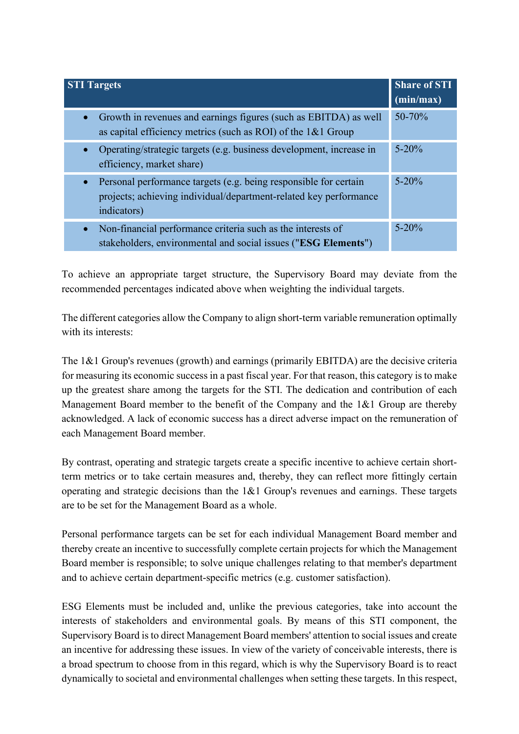| STI Targets | Share of STI (min/max) |
|---|---|
| • Growth in revenues and earnings figures (such as EBITDA) as well as capital efficiency metrics (such as ROI) of the 1&1 Group | 50-70% |
| • Operating/strategic targets (e.g. business development, increase in efficiency, market share) | 5-20% |
| • Personal performance targets (e.g. being responsible for certain projects; achieving individual/department-related key performance indicators) | 5-20% |
| • Non-financial performance criteria such as the interests of stakeholders, environmental and social issues ("**ESG Elements**") | 5-20% |

To achieve an appropriate target structure, the Supervisory Board may deviate from the recommended percentages indicated above when weighting the individual targets.

The different categories allow the Company to align short-term variable remuneration optimally with its interests:

The 1&1 Group's revenues (growth) and earnings (primarily EBITDA) are the decisive criteria for measuring its economic success in a past fiscal year. For that reason, this category is to make up the greatest share among the targets for the STI. The dedication and contribution of each Management Board member to the benefit of the Company and the 1&1 Group are thereby acknowledged. A lack of economic success has a direct adverse impact on the remuneration of each Management Board member.

By contrast, operating and strategic targets create a specific incentive to achieve certain short-term metrics or to take certain measures and, thereby, they can reflect more fittingly certain operating and strategic decisions than the 1&1 Group's revenues and earnings. These targets are to be set for the Management Board as a whole.

Personal performance targets can be set for each individual Management Board member and thereby create an incentive to successfully complete certain projects for which the Management Board member is responsible; to solve unique challenges relating to that member's department and to achieve certain department-specific metrics (e.g. customer satisfaction).

ESG Elements must be included and, unlike the previous categories, take into account the interests of stakeholders and environmental goals. By means of this STI component, the Supervisory Board is to direct Management Board members' attention to social issues and create an incentive for addressing these issues. In view of the variety of conceivable interests, there is a broad spectrum to choose from in this regard, which is why the Supervisory Board is to react dynamically to societal and environmental challenges when setting these targets. In this respect,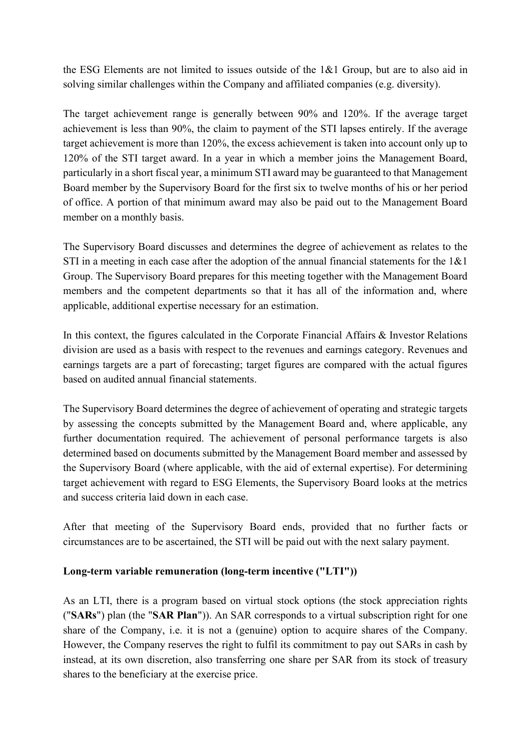the ESG Elements are not limited to issues outside of the 1&1 Group, but are to also aid in solving similar challenges within the Company and affiliated companies (e.g. diversity).

The target achievement range is generally between 90% and 120%. If the average target achievement is less than 90%, the claim to payment of the STI lapses entirely. If the average target achievement is more than 120%, the excess achievement is taken into account only up to 120% of the STI target award. In a year in which a member joins the Management Board, particularly in a short fiscal year, a minimum STI award may be guaranteed to that Management Board member by the Supervisory Board for the first six to twelve months of his or her period of office. A portion of that minimum award may also be paid out to the Management Board member on a monthly basis.

The Supervisory Board discusses and determines the degree of achievement as relates to the STI in a meeting in each case after the adoption of the annual financial statements for the 1&1 Group. The Supervisory Board prepares for this meeting together with the Management Board members and the competent departments so that it has all of the information and, where applicable, additional expertise necessary for an estimation.

In this context, the figures calculated in the Corporate Financial Affairs & Investor Relations division are used as a basis with respect to the revenues and earnings category. Revenues and earnings targets are a part of forecasting; target figures are compared with the actual figures based on audited annual financial statements.

The Supervisory Board determines the degree of achievement of operating and strategic targets by assessing the concepts submitted by the Management Board and, where applicable, any further documentation required. The achievement of personal performance targets is also determined based on documents submitted by the Management Board member and assessed by the Supervisory Board (where applicable, with the aid of external expertise). For determining target achievement with regard to ESG Elements, the Supervisory Board looks at the metrics and success criteria laid down in each case.

After that meeting of the Supervisory Board ends, provided that no further facts or circumstances are to be ascertained, the STI will be paid out with the next salary payment.

**Long-term variable remuneration (long-term incentive ("LTI"))**

As an LTI, there is a program based on virtual stock options (the stock appreciation rights ("**SARs**") plan (the "**SAR Plan**")). An SAR corresponds to a virtual subscription right for one share of the Company, i.e. it is not a (genuine) option to acquire shares of the Company. However, the Company reserves the right to fulfil its commitment to pay out SARs in cash by instead, at its own discretion, also transferring one share per SAR from its stock of treasury shares to the beneficiary at the exercise price.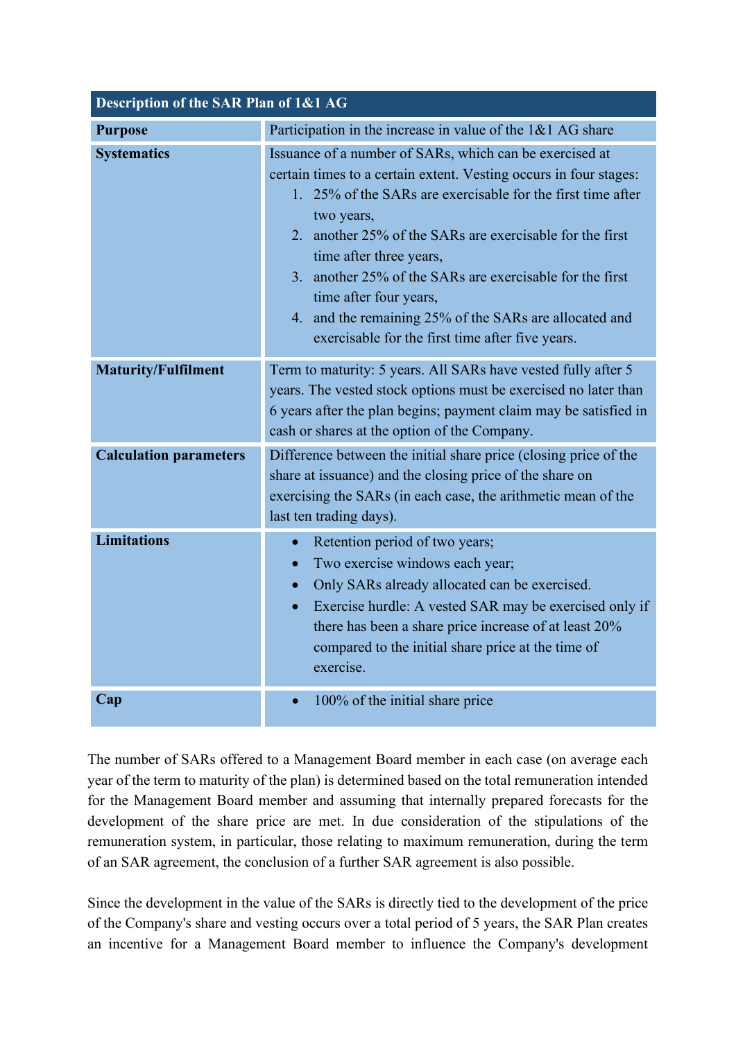| Description of the SAR Plan of 1&1 AG | |
|---|---|
| **Purpose** | Participation in the increase in value of the 1&1 AG share |
| **Systematics** | Issuance of a number of SARs, which can be exercised at certain times to a certain extent. Vesting occurs in four stages:<br>1. 25% of the SARs are exercisable for the first time after two years,<br>2. another 25% of the SARs are exercisable for the first time after three years,<br>3. another 25% of the SARs are exercisable for the first time after four years,<br>4. and the remaining 25% of the SARs are allocated and exercisable for the first time after five years. |
| **Maturity/Fulfilment** | Term to maturity: 5 years. All SARs have vested fully after 5 years. The vested stock options must be exercised no later than 6 years after the plan begins; payment claim may be satisfied in cash or shares at the option of the Company. |
| **Calculation parameters** | Difference between the initial share price (closing price of the share at issuance) and the closing price of the share on exercising the SARs (in each case, the arithmetic mean of the last ten trading days). |
| **Limitations** | • Retention period of two years;<br>• Two exercise windows each year;<br>• Only SARs already allocated can be exercised.<br>• Exercise hurdle: A vested SAR may be exercised only if there has been a share price increase of at least 20% compared to the initial share price at the time of exercise. |
| **Cap** | • 100% of the initial share price |

The number of SARs offered to a Management Board member in each case (on average each year of the term to maturity of the plan) is determined based on the total remuneration intended for the Management Board member and assuming that internally prepared forecasts for the development of the share price are met. In due consideration of the stipulations of the remuneration system, in particular, those relating to maximum remuneration, during the term of an SAR agreement, the conclusion of a further SAR agreement is also possible.

Since the development in the value of the SARs is directly tied to the development of the price of the Company's share and vesting occurs over a total period of 5 years, the SAR Plan creates an incentive for a Management Board member to influence the Company's development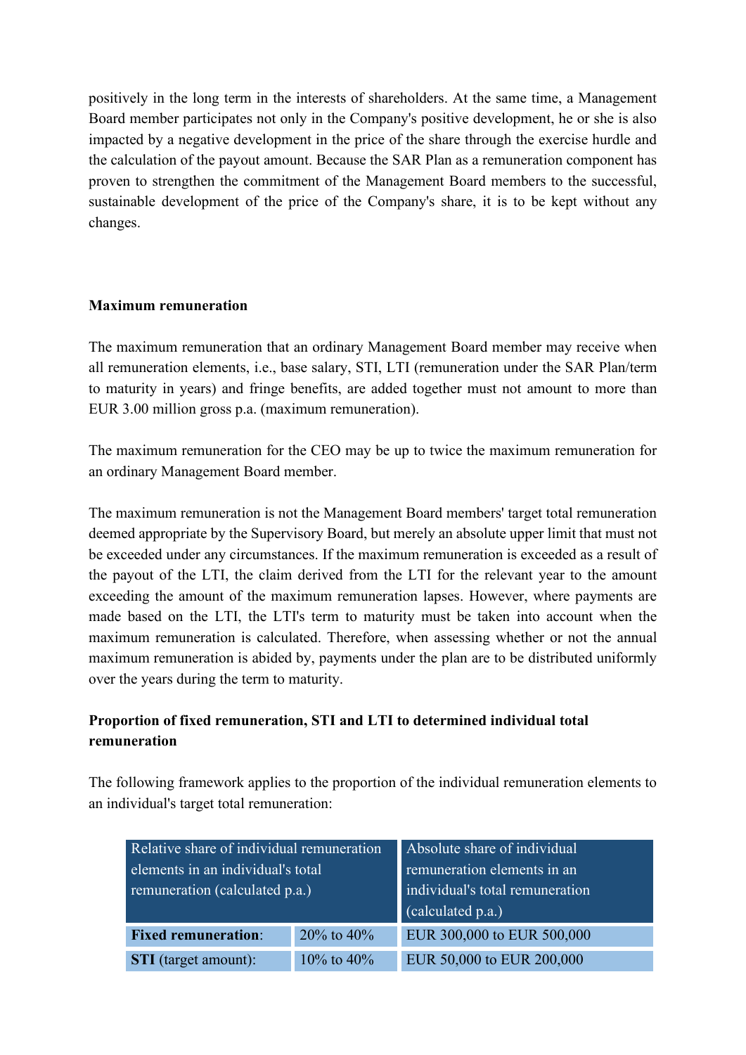positively in the long term in the interests of shareholders. At the same time, a Management Board member participates not only in the Company's positive development, he or she is also impacted by a negative development in the price of the share through the exercise hurdle and the calculation of the payout amount. Because the SAR Plan as a remuneration component has proven to strengthen the commitment of the Management Board members to the successful, sustainable development of the price of the Company's share, it is to be kept without any changes.

**Maximum remuneration**

The maximum remuneration that an ordinary Management Board member may receive when all remuneration elements, i.e., base salary, STI, LTI (remuneration under the SAR Plan/term to maturity in years) and fringe benefits, are added together must not amount to more than EUR 3.00 million gross p.a. (maximum remuneration).

The maximum remuneration for the CEO may be up to twice the maximum remuneration for an ordinary Management Board member.

The maximum remuneration is not the Management Board members' target total remuneration deemed appropriate by the Supervisory Board, but merely an absolute upper limit that must not be exceeded under any circumstances. If the maximum remuneration is exceeded as a result of the payout of the LTI, the claim derived from the LTI for the relevant year to the amount exceeding the amount of the maximum remuneration lapses. However, where payments are made based on the LTI, the LTI's term to maturity must be taken into account when the maximum remuneration is calculated. Therefore, when assessing whether or not the annual maximum remuneration is abided by, payments under the plan are to be distributed uniformly over the years during the term to maturity.

**Proportion of fixed remuneration, STI and LTI to determined individual total remuneration**

The following framework applies to the proportion of the individual remuneration elements to an individual's target total remuneration:

| Relative share of individual remuneration elements in an individual's total remuneration (calculated p.a.) | | Absolute share of individual remuneration elements in an individual's total remuneration (calculated p.a.) |
|---|---|---|
| **Fixed remuneration**: | 20% to 40% | EUR 300,000 to EUR 500,000 |
| **STI** (target amount): | 10% to 40% | EUR 50,000 to EUR 200,000 |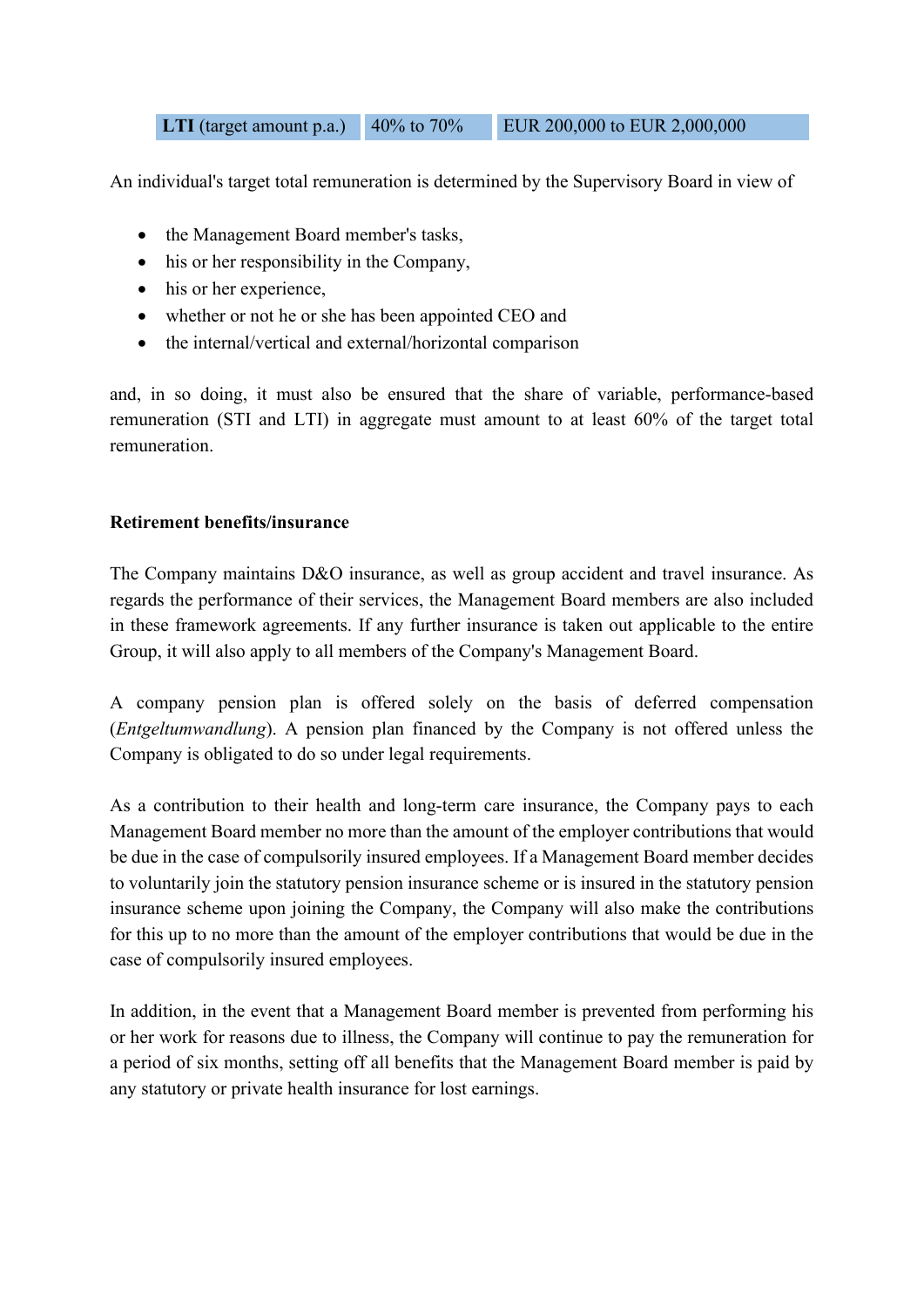| **LTI** (target amount p.a.) | 40% to 70% | EUR 200,000 to EUR 2,000,000 |
|---|---|---|

An individual's target total remuneration is determined by the Supervisory Board in view of

- the Management Board member's tasks,
- his or her responsibility in the Company,
- his or her experience,
- whether or not he or she has been appointed CEO and
- the internal/vertical and external/horizontal comparison

and, in so doing, it must also be ensured that the share of variable, performance-based remuneration (STI and LTI) in aggregate must amount to at least 60% of the target total remuneration.

**Retirement benefits/insurance**

The Company maintains D&O insurance, as well as group accident and travel insurance. As regards the performance of their services, the Management Board members are also included in these framework agreements. If any further insurance is taken out applicable to the entire Group, it will also apply to all members of the Company's Management Board.

A company pension plan is offered solely on the basis of deferred compensation (*Entgeltumwandlung*). A pension plan financed by the Company is not offered unless the Company is obligated to do so under legal requirements.

As a contribution to their health and long-term care insurance, the Company pays to each Management Board member no more than the amount of the employer contributions that would be due in the case of compulsorily insured employees. If a Management Board member decides to voluntarily join the statutory pension insurance scheme or is insured in the statutory pension insurance scheme upon joining the Company, the Company will also make the contributions for this up to no more than the amount of the employer contributions that would be due in the case of compulsorily insured employees.

In addition, in the event that a Management Board member is prevented from performing his or her work for reasons due to illness, the Company will continue to pay the remuneration for a period of six months, setting off all benefits that the Management Board member is paid by any statutory or private health insurance for lost earnings.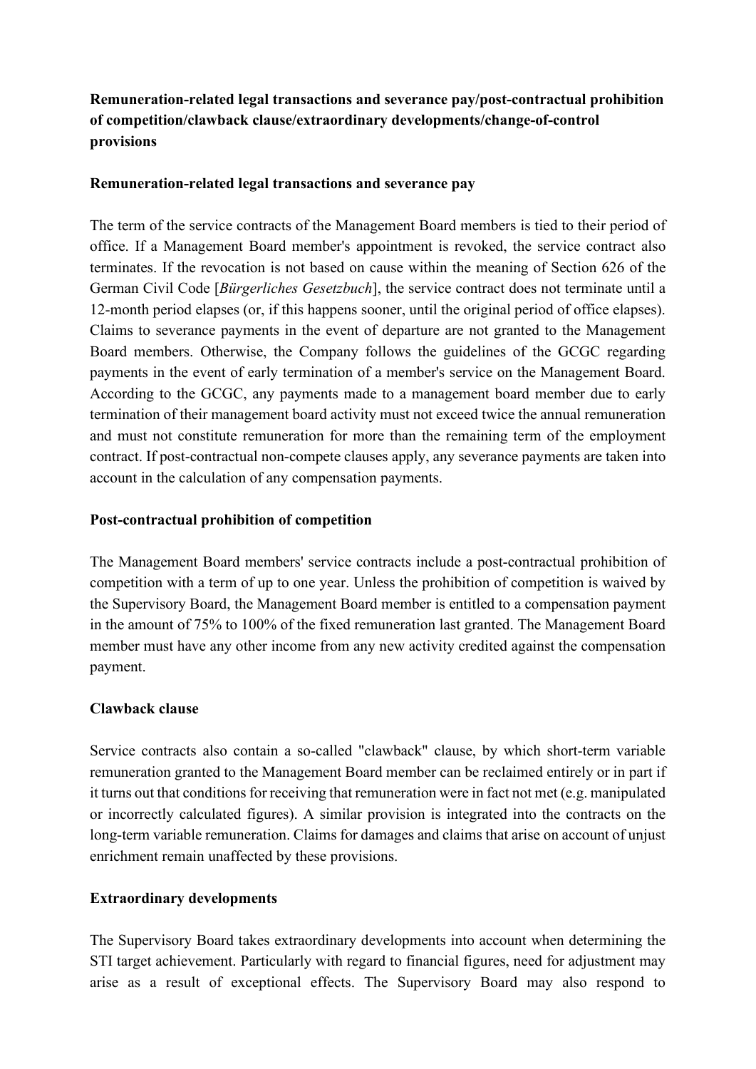**Remuneration-related legal transactions and severance pay/post-contractual prohibition of competition/clawback clause/extraordinary developments/change-of-control provisions**

**Remuneration-related legal transactions and severance pay**

The term of the service contracts of the Management Board members is tied to their period of office. If a Management Board member's appointment is revoked, the service contract also terminates. If the revocation is not based on cause within the meaning of Section 626 of the German Civil Code [*Bürgerliches Gesetzbuch*], the service contract does not terminate until a 12-month period elapses (or, if this happens sooner, until the original period of office elapses). Claims to severance payments in the event of departure are not granted to the Management Board members. Otherwise, the Company follows the guidelines of the GCGC regarding payments in the event of early termination of a member's service on the Management Board. According to the GCGC, any payments made to a management board member due to early termination of their management board activity must not exceed twice the annual remuneration and must not constitute remuneration for more than the remaining term of the employment contract. If post-contractual non-compete clauses apply, any severance payments are taken into account in the calculation of any compensation payments.

**Post-contractual prohibition of competition**

The Management Board members' service contracts include a post-contractual prohibition of competition with a term of up to one year. Unless the prohibition of competition is waived by the Supervisory Board, the Management Board member is entitled to a compensation payment in the amount of 75% to 100% of the fixed remuneration last granted. The Management Board member must have any other income from any new activity credited against the compensation payment.

**Clawback clause**

Service contracts also contain a so-called "clawback" clause, by which short-term variable remuneration granted to the Management Board member can be reclaimed entirely or in part if it turns out that conditions for receiving that remuneration were in fact not met (e.g. manipulated or incorrectly calculated figures). A similar provision is integrated into the contracts on the long-term variable remuneration. Claims for damages and claims that arise on account of unjust enrichment remain unaffected by these provisions.

**Extraordinary developments**

The Supervisory Board takes extraordinary developments into account when determining the STI target achievement. Particularly with regard to financial figures, need for adjustment may arise as a result of exceptional effects. The Supervisory Board may also respond to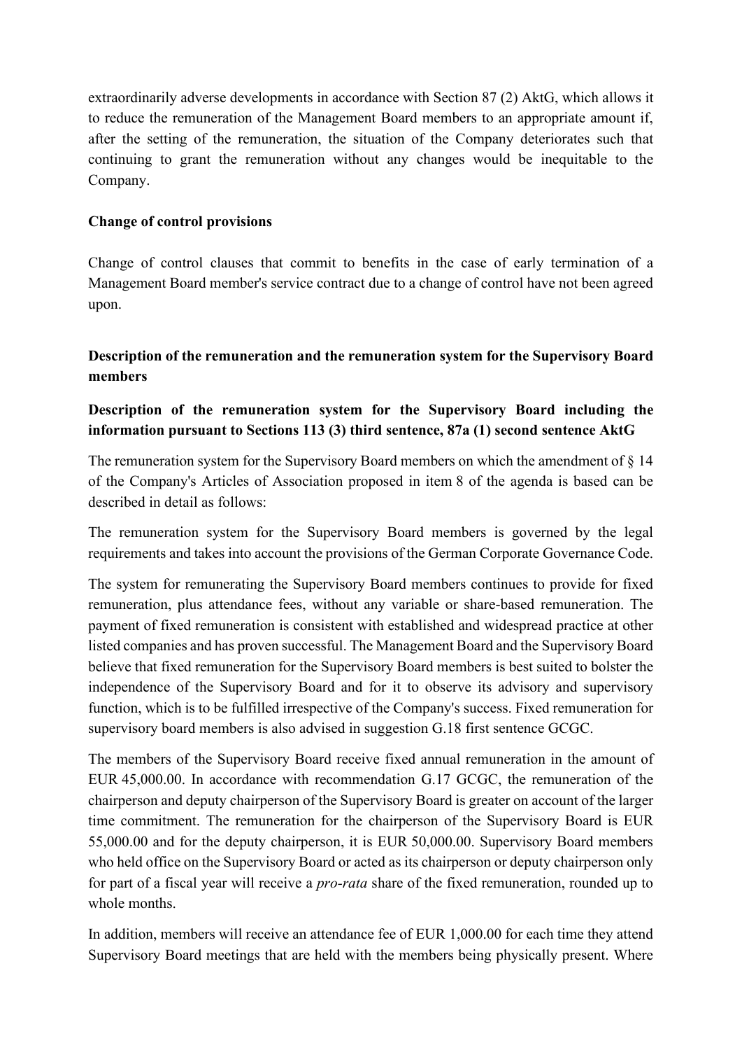extraordinarily adverse developments in accordance with Section 87 (2) AktG, which allows it to reduce the remuneration of the Management Board members to an appropriate amount if, after the setting of the remuneration, the situation of the Company deteriorates such that continuing to grant the remuneration without any changes would be inequitable to the Company.

**Change of control provisions**

Change of control clauses that commit to benefits in the case of early termination of a Management Board member's service contract due to a change of control have not been agreed upon.

## Description of the remuneration and the remuneration system for the Supervisory Board members

### Description of the remuneration system for the Supervisory Board including the information pursuant to Sections 113 (3) third sentence, 87a (1) second sentence AktG

The remuneration system for the Supervisory Board members on which the amendment of § 14 of the Company's Articles of Association proposed in item 8 of the agenda is based can be described in detail as follows:

The remuneration system for the Supervisory Board members is governed by the legal requirements and takes into account the provisions of the German Corporate Governance Code.

The system for remunerating the Supervisory Board members continues to provide for fixed remuneration, plus attendance fees, without any variable or share-based remuneration. The payment of fixed remuneration is consistent with established and widespread practice at other listed companies and has proven successful. The Management Board and the Supervisory Board believe that fixed remuneration for the Supervisory Board members is best suited to bolster the independence of the Supervisory Board and for it to observe its advisory and supervisory function, which is to be fulfilled irrespective of the Company's success. Fixed remuneration for supervisory board members is also advised in suggestion G.18 first sentence GCGC.

The members of the Supervisory Board receive fixed annual remuneration in the amount of EUR 45,000.00. In accordance with recommendation G.17 GCGC, the remuneration of the chairperson and deputy chairperson of the Supervisory Board is greater on account of the larger time commitment. The remuneration for the chairperson of the Supervisory Board is EUR 55,000.00 and for the deputy chairperson, it is EUR 50,000.00. Supervisory Board members who held office on the Supervisory Board or acted as its chairperson or deputy chairperson only for part of a fiscal year will receive a *pro-rata* share of the fixed remuneration, rounded up to whole months.

In addition, members will receive an attendance fee of EUR 1,000.00 for each time they attend Supervisory Board meetings that are held with the members being physically present. Where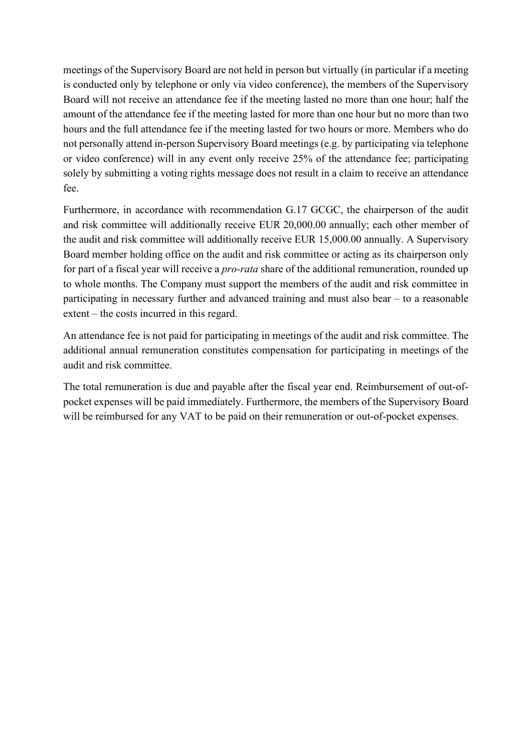meetings of the Supervisory Board are not held in person but virtually (in particular if a meeting is conducted only by telephone or only via video conference), the members of the Supervisory Board will not receive an attendance fee if the meeting lasted no more than one hour; half the amount of the attendance fee if the meeting lasted for more than one hour but no more than two hours and the full attendance fee if the meeting lasted for two hours or more. Members who do not personally attend in-person Supervisory Board meetings (e.g. by participating via telephone or video conference) will in any event only receive 25% of the attendance fee; participating solely by submitting a voting rights message does not result in a claim to receive an attendance fee.

Furthermore, in accordance with recommendation G.17 GCGC, the chairperson of the audit and risk committee will additionally receive EUR 20,000.00 annually; each other member of the audit and risk committee will additionally receive EUR 15,000.00 annually. A Supervisory Board member holding office on the audit and risk committee or acting as its chairperson only for part of a fiscal year will receive a *pro-rata* share of the additional remuneration, rounded up to whole months. The Company must support the members of the audit and risk committee in participating in necessary further and advanced training and must also bear – to a reasonable extent – the costs incurred in this regard.

An attendance fee is not paid for participating in meetings of the audit and risk committee. The additional annual remuneration constitutes compensation for participating in meetings of the audit and risk committee.

The total remuneration is due and payable after the fiscal year end. Reimbursement of out-of-pocket expenses will be paid immediately. Furthermore, the members of the Supervisory Board will be reimbursed for any VAT to be paid on their remuneration or out-of-pocket expenses.